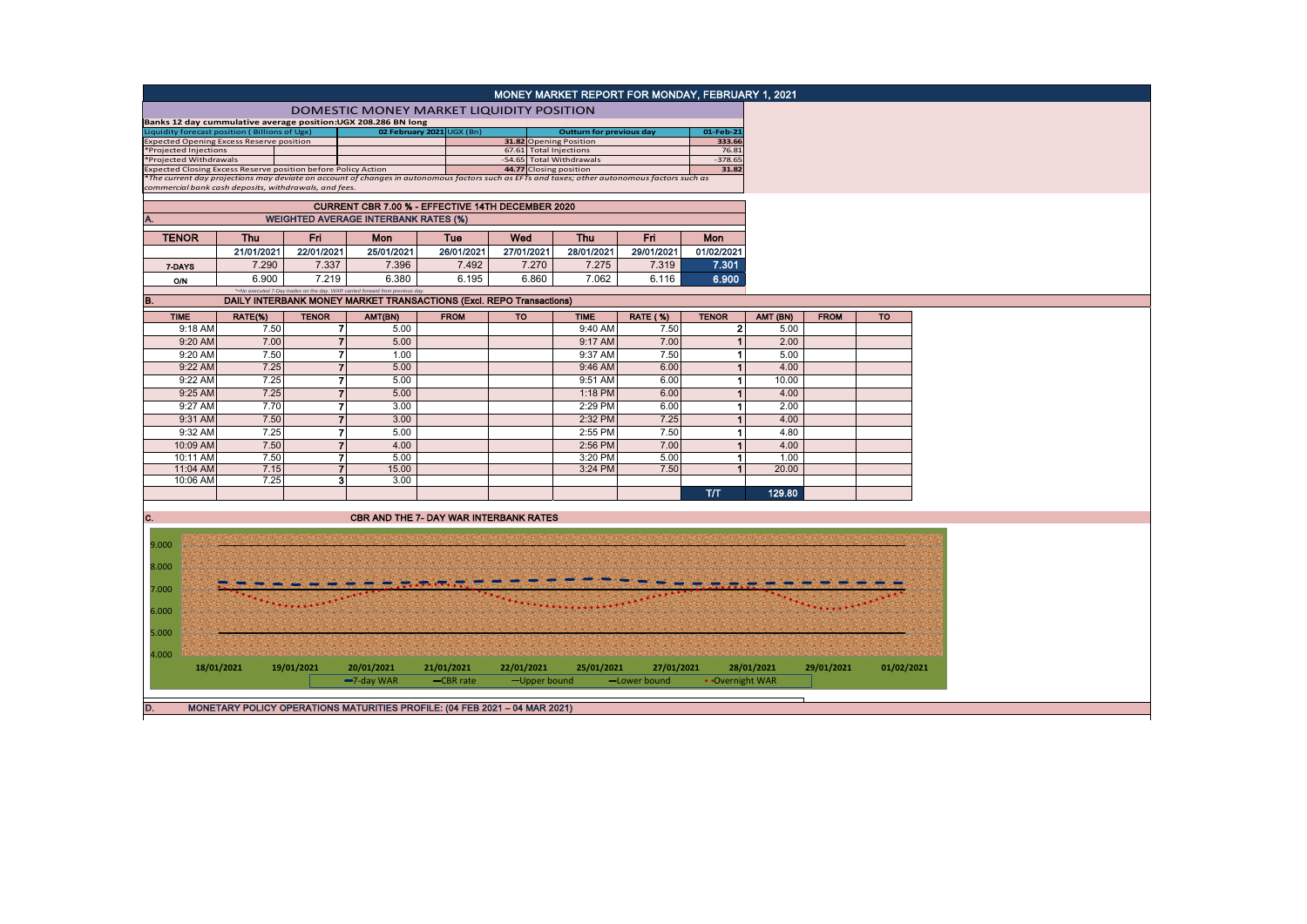# MONEY MARKET REPORT FOR MONDAY, FEBRUARY 1, 2021

## DOMESTIC MONEY MARKET LIQUIDITY POSITION

**Banks 12 day cummulative average position:UGX 208.286 BN long**

| Liquidity forecast position ( Billions of Ugx) | 02 February 2021 UGX (Bn) | Outturn for previous day | 01-Feb-21 |
|---|---|---|---|
| Expected Opening Excess Reserve position | 31.82 | Opening Position | 333.66 |
| *Projected Injections | 67.61 | Total Injections | 76.81 |
| *Projected Withdrawals | -54.65 | Total Withdrawals | -378.65 |
| Expected Closing Excess Reserve position before Policy Action | 44.77 | Closing position | 31.82 |

*The current day projections may deviate on account of changes in autonomous factors such as EFTs and taxes; other autonomous factors such as commercial bank cash deposits, withdrawals, and fees.

## CURRENT CBR 7.00 % - EFFECTIVE 14TH DECEMBER 2020

### A. WEIGHTED AVERAGE INTERBANK RATES (%)

| TENOR | Thu | Fri | Mon | Tue | Wed | Thu | Fri | Mon |
|---|---|---|---|---|---|---|---|---|
| | 21/01/2021 | 22/01/2021 | 25/01/2021 | 26/01/2021 | 27/01/2021 | 28/01/2021 | 29/01/2021 | 01/02/2021 |
| 7-DAYS | 7.290 | 7.337 | 7.396 | 7.492 | 7.270 | 7.275 | 7.319 | 7.301 |
| O/N | 6.900 | 7.219 | 6.380 | 6.195 | 6.860 | 7.062 | 6.116 | 6.900 |

*=No executed 7-Day trades on the day. WAR carried forward from previous day.

### B. DAILY INTERBANK MONEY MARKET TRANSACTIONS (Excl. REPO Transactions)

| TIME | RATE(%) | TENOR | AMT(BN) | FROM | TO | TIME | RATE (%) | TENOR | AMT (BN) | FROM | TO |
|---|---|---|---|---|---|---|---|---|---|---|---|
| 9:18 AM | 7.50 | 7 | 5.00 | | | 9:40 AM | 7.50 | 2 | 5.00 | | |
| 9:20 AM | 7.00 | 7 | 5.00 | | | 9:17 AM | 7.00 | 1 | 2.00 | | |
| 9:20 AM | 7.50 | 7 | 1.00 | | | 9:37 AM | 7.50 | 1 | 5.00 | | |
| 9:22 AM | 7.25 | 7 | 5.00 | | | 9:46 AM | 6.00 | 1 | 4.00 | | |
| 9:22 AM | 7.25 | 7 | 5.00 | | | 9:51 AM | 6.00 | 1 | 10.00 | | |
| 9:25 AM | 7.25 | 7 | 5.00 | | | 1:18 PM | 6.00 | 1 | 4.00 | | |
| 9:27 AM | 7.70 | 7 | 3.00 | | | 2:29 PM | 6.00 | 1 | 2.00 | | |
| 9:31 AM | 7.50 | 7 | 3.00 | | | 2:32 PM | 7.25 | 1 | 4.00 | | |
| 9:32 AM | 7.25 | 7 | 5.00 | | | 2:55 PM | 7.50 | 1 | 4.80 | | |
| 10:09 AM | 7.50 | 7 | 4.00 | | | 2:56 PM | 7.00 | 1 | 4.00 | | |
| 10:11 AM | 7.50 | 7 | 5.00 | | | 3:20 PM | 5.00 | 1 | 1.00 | | |
| 11:04 AM | 7.15 | 7 | 15.00 | | | 3:24 PM | 7.50 | 1 | 20.00 | | |
| 10:06 AM | 7.25 | 3 | 3.00 | | | | | | | | |
| | | | | | | | | T/T | 129.80 | | |

### C. CBR AND THE 7- DAY WAR INTERBANK RATES

9.000
8.000
7.000
6.000
5.000
4.000

18/01/2021 19/01/2021 20/01/2021 21/01/2021 22/01/2021 25/01/2021 27/01/2021 28/01/2021 29/01/2021 01/02/2021

7-day WAR — CBR rate — Upper bound — Lower bound — Overnight WAR

### D. MONETARY POLICY OPERATIONS MATURITIES PROFILE: (04 FEB 2021 – 04 MAR 2021)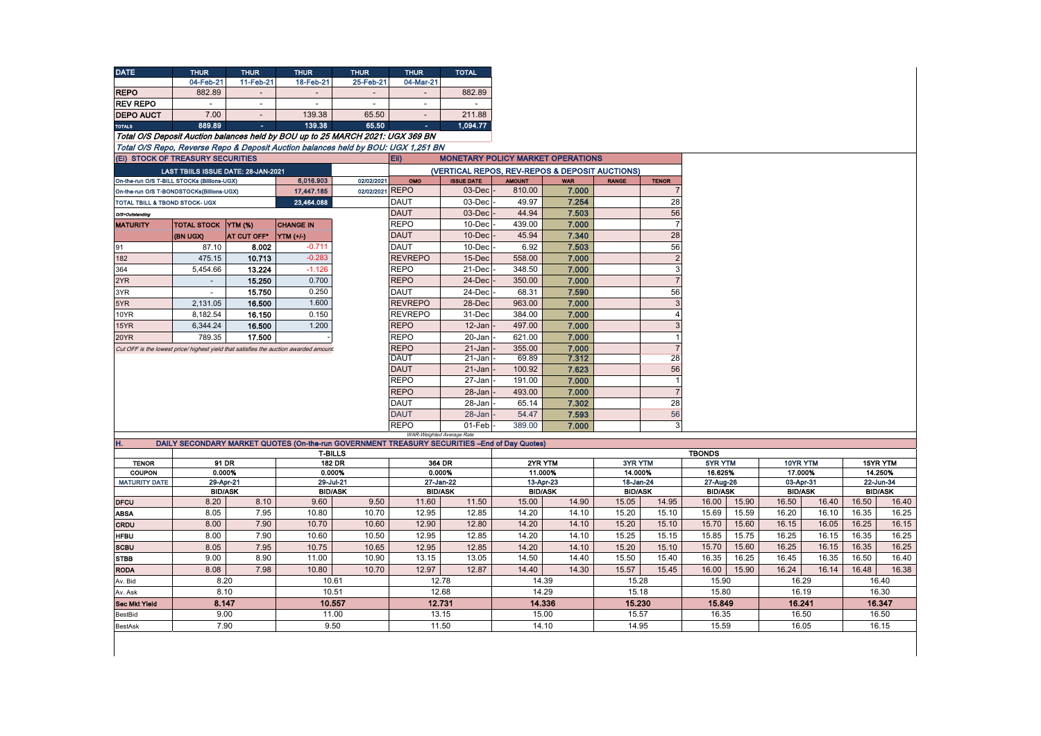| DATE | THUR | THUR | THUR | THUR | THUR | TOTAL |
|---|---|---|---|---|---|---|
| | 04-Feb-21 | 11-Feb-21 | 18-Feb-21 | 25-Feb-21 | 04-Mar-21 | |
| REPO | 882.89 | - | - | - | - | 882.89 |
| REV REPO | - | - | - | - | - | - |
| DEPO AUCT | 7.00 | - | 139.38 | 65.50 | - | 211.88 |
| TOTALS | 889.89 | - | 139.38 | 65.50 | - | 1,094.77 |

*Total O/S Deposit Auction balances held by BOU up to 25 MARCH 2021: UGX 369 BN*

*Total O/S Repo, Reverse Repo & Deposit Auction balances held by BOU: UGX 1,251 BN*

## (EI) STOCK OF TREASURY SECURITIES

| LAST TBIILS ISSUE DATE: 28-JAN-2021 | | | |
|---|---|---|---|
| On-the-run O/S T-BILL STOCKs (Billions-UGX) | | 6,016.903 | 02/02/2021 |
| On-the-run O/S T-BONDSTOCKs(Billions-UGX) | | 17,447.185 | 02/02/2021 |
| TOTAL TBILL & TBOND STOCK- UGX | | 23,464.088 | |

*O/S=Outstanding*

| MATURITY | TOTAL STOCK (BN UGX) | YTM (%) AT CUT OFF* | CHANGE IN YTM (+/-) |
|---|---|---|---|
| 91 | 87.10 | 8.002 | -0.711 |
| 182 | 475.15 | 10.713 | -0.283 |
| 364 | 5,454.66 | 13.224 | -1.126 |
| 2YR | - | 15.250 | 0.700 |
| 3YR | - | 15.750 | 0.250 |
| 5YR | 2,131.05 | 16.500 | 1.600 |
| 10YR | 8,182.54 | 16.150 | 0.150 |
| 15YR | 6,344.24 | 16.500 | 1.200 |
| 20YR | 789.35 | 17.500 | - |

*Cut OFF is the lowest price/ highest yield that satisfies the auction awarded amount.*

## Eii) MONETARY POLICY MARKET OPERATIONS

### (VERTICAL REPOS, REV-REPOS & DEPOSIT AUCTIONS)

| OMO | ISSUE DATE | AMOUNT | WAR | RANGE | TENOR |
|---|---|---|---|---|---|
| REPO | 03-Dec | 810.00 | 7.000 | | 7 |
| DAUT | 03-Dec | 49.97 | 7.254 | | 28 |
| DAUT | 03-Dec | 44.94 | 7.503 | | 56 |
| REPO | 10-Dec | 439.00 | 7.000 | | 7 |
| DAUT | 10-Dec | 45.94 | 7.340 | | 28 |
| DAUT | 10-Dec | 6.92 | 7.503 | | 56 |
| REVREPO | 15-Dec | 558.00 | 7.000 | | 2 |
| REPO | 21-Dec | 348.50 | 7.000 | | 3 |
| REPO | 24-Dec | 350.00 | 7.000 | | 7 |
| DAUT | 24-Dec | 68.31 | 7.590 | | 56 |
| REVREPO | 28-Dec | 963.00 | 7.000 | | 3 |
| REVREPO | 31-Dec | 384.00 | 7.000 | | 4 |
| REPO | 12-Jan | 497.00 | 7.000 | | 3 |
| REPO | 20-Jan | 621.00 | 7.000 | | 1 |
| REPO | 21-Jan | 355.00 | 7.000 | | 7 |
| DAUT | 21-Jan | 69.89 | 7.312 | | 28 |
| DAUT | 21-Jan | 100.92 | 7.623 | | 56 |
| REPO | 27-Jan | 191.00 | 7.000 | | 1 |
| REPO | 28-Jan | 493.00 | 7.000 | | 7 |
| DAUT | 28-Jan | 65.14 | 7.302 | | 28 |
| DAUT | 28-Jan | 54.47 | 7.593 | | 56 |
| REPO | 01-Feb | 389.00 | 7.000 | | 3 |

*WAR-Weighted Average Rate*

## H. DAILY SECONDARY MARKET QUOTES (On-the-run GOVERNMENT TREASURY SECURITIES –End of Day Quotes)

| | T-BILLS | | | | | | TBONDS | | | | | | | | | | | |
|---|---|---|---|---|---|---|---|---|---|---|---|---|---|---|---|---|---|---|
| TENOR | 91 DR | | 182 DR | | 364 DR | | 2YR YTM | | 3YR YTM | | 5YR YTM | | 10YR YTM | | 15YR YTM | |
| COUPON | 0.000% | | 0.000% | | 0.000% | | 11.000% | | 14.000% | | 16.625% | | 17.000% | | 14.250% | |
| MATURITY DATE | 29-Apr-21 | | 29-Jul-21 | | 27-Jan-22 | | 13-Apr-23 | | 18-Jan-24 | | 27-Aug-26 | | 03-Apr-31 | | 22-Jun-34 | |
| | BID/ASK | | BID/ASK | | BID/ASK | | BID/ASK | | BID/ASK | | BID/ASK | | BID/ASK | | BID/ASK | |
| DFCU | 8.20 | 8.10 | 9.60 | 9.50 | 11.60 | 11.50 | 15.00 | 14.90 | 15.05 | 14.95 | 16.00 | 15.90 | 16.50 | 16.40 | 16.50 | 16.40 |
| ABSA | 8.05 | 7.95 | 10.80 | 10.70 | 12.95 | 12.85 | 14.20 | 14.10 | 15.20 | 15.10 | 15.69 | 15.59 | 16.20 | 16.10 | 16.35 | 16.25 |
| CRDU | 8.00 | 7.90 | 10.70 | 10.60 | 12.90 | 12.80 | 14.20 | 14.10 | 15.20 | 15.10 | 15.70 | 15.60 | 16.15 | 16.05 | 16.25 | 16.15 |
| HFBU | 8.00 | 7.90 | 10.60 | 10.50 | 12.95 | 12.85 | 14.20 | 14.10 | 15.25 | 15.15 | 15.85 | 15.75 | 16.25 | 16.15 | 16.35 | 16.25 |
| SCBU | 8.05 | 7.95 | 10.75 | 10.65 | 12.95 | 12.85 | 14.20 | 14.10 | 15.20 | 15.10 | 15.70 | 15.60 | 16.25 | 16.15 | 16.35 | 16.25 |
| STBB | 9.00 | 8.90 | 11.00 | 10.90 | 13.15 | 13.05 | 14.50 | 14.40 | 15.50 | 15.40 | 16.35 | 16.25 | 16.45 | 16.35 | 16.50 | 16.40 |
| RODA | 8.08 | 7.98 | 10.80 | 10.70 | 12.97 | 12.87 | 14.40 | 14.30 | 15.57 | 15.45 | 16.00 | 15.90 | 16.24 | 16.14 | 16.48 | 16.38 |
| Av. Bid | 8.20 | | 10.61 | | 12.78 | | 14.39 | | 15.28 | | 15.90 | | 16.29 | | 16.40 | |
| Av. Ask | 8.10 | | 10.51 | | 12.68 | | 14.29 | | 15.18 | | 15.80 | | 16.19 | | 16.30 | |
| Sec Mkt Yield | 8.147 | | 10.557 | | 12.731 | | 14.336 | | 15.230 | | 15.849 | | 16.241 | | 16.347 | |
| BestBid | 9.00 | | 11.00 | | 13.15 | | 15.00 | | 15.57 | | 16.35 | | 16.50 | | 16.50 | |
| BestAsk | 7.90 | | 9.50 | | 11.50 | | 14.10 | | 14.95 | | 15.59 | | 16.05 | | 16.15 | |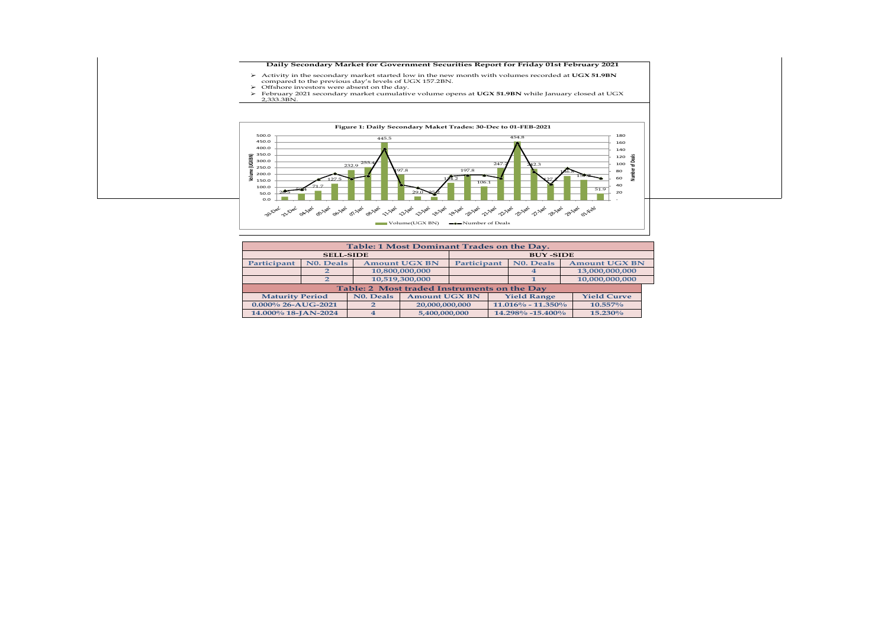**Daily Secondary Market for Government Securities Report for Friday 01st February 2021**

- Activity in the secondary market started low in the new month with volumes recorded at **UGX 51.9BN** compared to the previous day's levels of UGX 157.2BN.
- Offshore investors were absent on the day.
- February 2021 secondary market cumulative volume opens at **UGX 51.9BN** while January closed at UGX 2,333.3BN.

**Figure 1: Daily Secondary Maket Trades: 30-Dec to 01-FEB-2021**

Volume (UGXBN)

Number of Deals

500.0
450.0
400.0
350.0
300.0
250.0
200.0
150.0
100.0
50.0
0.0

180
160
140
120
100
80
60
40
20
-

28.5, 50.4, 71.7, 127.5, 232.9, 255.4, 445.5, 197.8, 29.0, 25.2, 134.2, 197.8, 106.1, 247.7, 454.8, 242.3, 127.1, 186.8, 157.2, 51.9

30-Dec, 31-Dec, 04-Jan, 05-Jan, 06-Jan, 07-Jan, 08-Jan, 11-Jan, 12-Jan, 13-Jan, 18-Jan, 19-Jan, 20-Jan, 21-Jan, 22-Jan, 25-Jan, 27-Jan, 28-Jan, 29-Jan, 01-Feb

Volume(UGX BN)    Number of Deals

**Table: 1 Most Dominant Trades on the Day.**

| SELL-SIDE | | | BUY -SIDE | | |
|---|---|---|---|---|---|
| Participant | N0. Deals | Amount UGX BN | Participant | N0. Deals | Amount UGX BN |
| | 2 | 10,800,000,000 | | 4 | 13,000,000,000 |
| | 2 | 10,519,300,000 | | 1 | 10,000,000,000 |

**Table: 2 Most traded Instruments on the Day**

| Maturity Period | N0. Deals | Amount UGX BN | Yield Range | Yield Curve |
|---|---|---|---|---|
| 0.000% 26-AUG-2021 | 2 | 20,000,000,000 | 11.016% - 11.350% | 10.557% |
| 14.000% 18-JAN-2024 | 4 | 5,400,000,000 | 14.298% -15.400% | 15.230% |